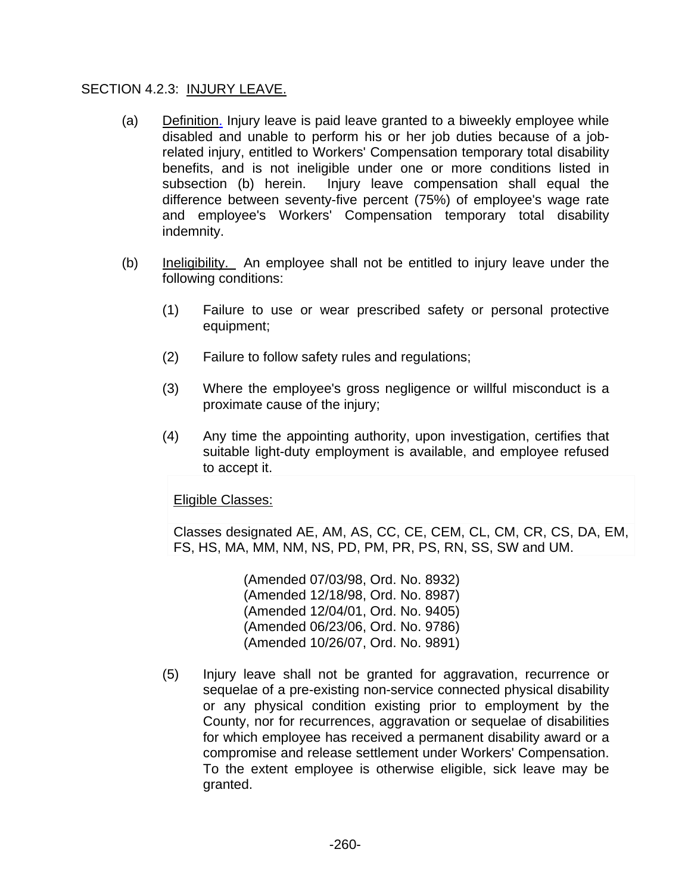SECTION 4.2.3: INJURY LEAVE.

(a) Definition. Injury leave is paid leave granted to a biweekly employee while disabled and unable to perform his or her job duties because of a job-related injury, entitled to Workers' Compensation temporary total disability benefits, and is not ineligible under one or more conditions listed in subsection (b) herein. Injury leave compensation shall equal the difference between seventy-five percent (75%) of employee's wage rate and employee's Workers' Compensation temporary total disability indemnity.

(b) Ineligibility. An employee shall not be entitled to injury leave under the following conditions:

(1) Failure to use or wear prescribed safety or personal protective equipment;

(2) Failure to follow safety rules and regulations;

(3) Where the employee's gross negligence or willful misconduct is a proximate cause of the injury;

(4) Any time the appointing authority, upon investigation, certifies that suitable light-duty employment is available, and employee refused to accept it.

Eligible Classes:

Classes designated AE, AM, AS, CC, CE, CEM, CL, CM, CR, CS, DA, EM, FS, HS, MA, MM, NM, NS, PD, PM, PR, PS, RN, SS, SW and UM.

(Amended 07/03/98, Ord. No. 8932)
(Amended 12/18/98, Ord. No. 8987)
(Amended 12/04/01, Ord. No. 9405)
(Amended 06/23/06, Ord. No. 9786)
(Amended 10/26/07, Ord. No. 9891)

(5) Injury leave shall not be granted for aggravation, recurrence or sequelae of a pre-existing non-service connected physical disability or any physical condition existing prior to employment by the County, nor for recurrences, aggravation or sequelae of disabilities for which employee has received a permanent disability award or a compromise and release settlement under Workers' Compensation. To the extent employee is otherwise eligible, sick leave may be granted.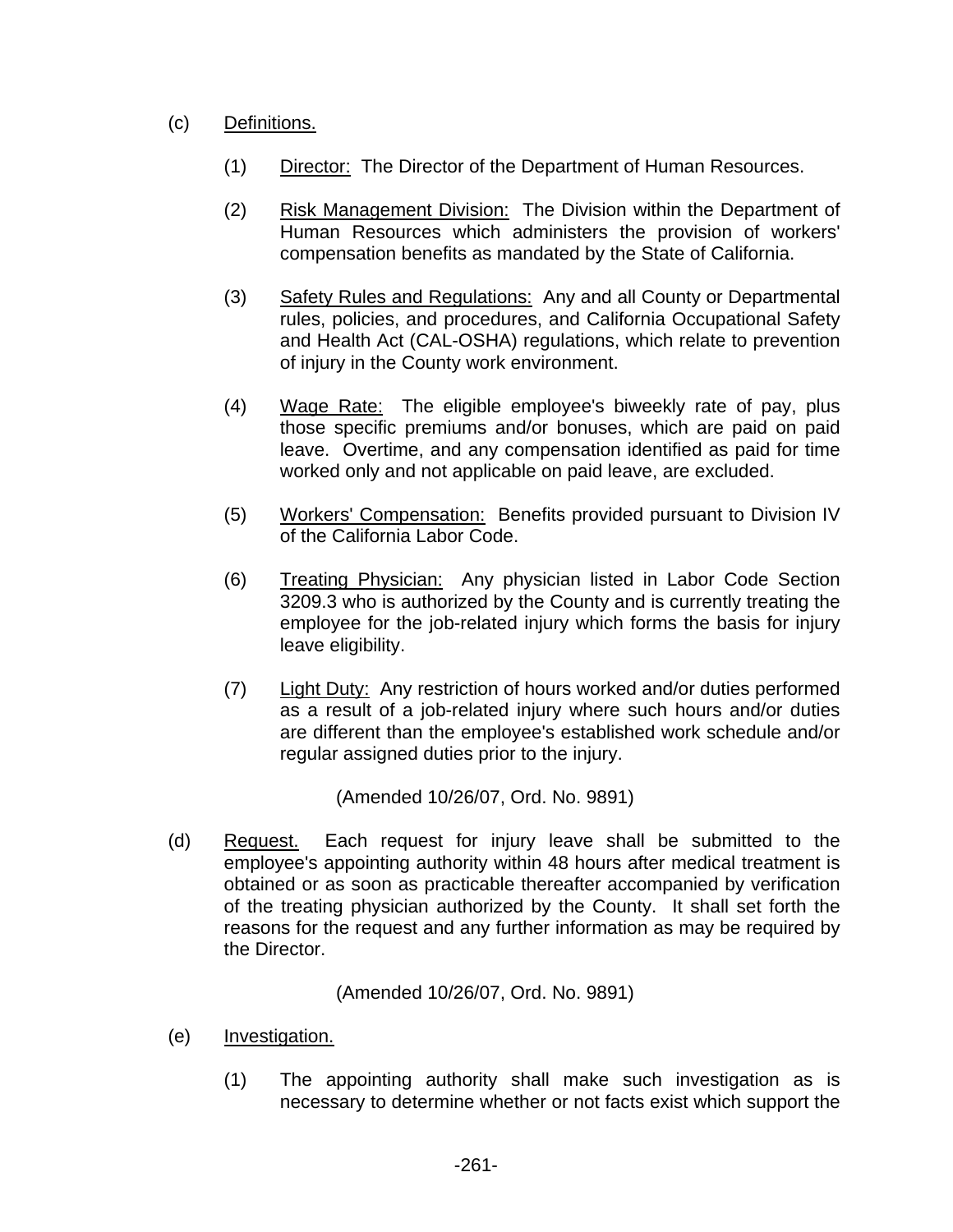(c) Definitions.

(1) Director: The Director of the Department of Human Resources.

(2) Risk Management Division: The Division within the Department of Human Resources which administers the provision of workers' compensation benefits as mandated by the State of California.

(3) Safety Rules and Regulations: Any and all County or Departmental rules, policies, and procedures, and California Occupational Safety and Health Act (CAL-OSHA) regulations, which relate to prevention of injury in the County work environment.

(4) Wage Rate: The eligible employee's biweekly rate of pay, plus those specific premiums and/or bonuses, which are paid on paid leave. Overtime, and any compensation identified as paid for time worked only and not applicable on paid leave, are excluded.

(5) Workers' Compensation: Benefits provided pursuant to Division IV of the California Labor Code.

(6) Treating Physician: Any physician listed in Labor Code Section 3209.3 who is authorized by the County and is currently treating the employee for the job-related injury which forms the basis for injury leave eligibility.

(7) Light Duty: Any restriction of hours worked and/or duties performed as a result of a job-related injury where such hours and/or duties are different than the employee's established work schedule and/or regular assigned duties prior to the injury.

(Amended 10/26/07, Ord. No. 9891)

(d) Request. Each request for injury leave shall be submitted to the employee's appointing authority within 48 hours after medical treatment is obtained or as soon as practicable thereafter accompanied by verification of the treating physician authorized by the County. It shall set forth the reasons for the request and any further information as may be required by the Director.

(Amended 10/26/07, Ord. No. 9891)

(e) Investigation.

(1) The appointing authority shall make such investigation as is necessary to determine whether or not facts exist which support the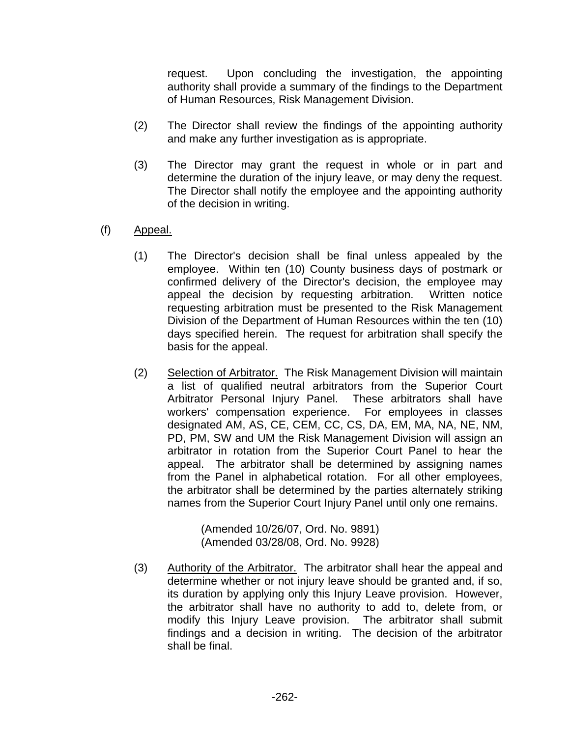request. Upon concluding the investigation, the appointing authority shall provide a summary of the findings to the Department of Human Resources, Risk Management Division.

(2) The Director shall review the findings of the appointing authority and make any further investigation as is appropriate.

(3) The Director may grant the request in whole or in part and determine the duration of the injury leave, or may deny the request. The Director shall notify the employee and the appointing authority of the decision in writing.

(f) Appeal.

(1) The Director's decision shall be final unless appealed by the employee. Within ten (10) County business days of postmark or confirmed delivery of the Director's decision, the employee may appeal the decision by requesting arbitration. Written notice requesting arbitration must be presented to the Risk Management Division of the Department of Human Resources within the ten (10) days specified herein. The request for arbitration shall specify the basis for the appeal.

(2) Selection of Arbitrator. The Risk Management Division will maintain a list of qualified neutral arbitrators from the Superior Court Arbitrator Personal Injury Panel. These arbitrators shall have workers' compensation experience. For employees in classes designated AM, AS, CE, CEM, CC, CS, DA, EM, MA, NA, NE, NM, PD, PM, SW and UM the Risk Management Division will assign an arbitrator in rotation from the Superior Court Panel to hear the appeal. The arbitrator shall be determined by assigning names from the Panel in alphabetical rotation. For all other employees, the arbitrator shall be determined by the parties alternately striking names from the Superior Court Injury Panel until only one remains.

(Amended 10/26/07, Ord. No. 9891)
(Amended 03/28/08, Ord. No. 9928)

(3) Authority of the Arbitrator. The arbitrator shall hear the appeal and determine whether or not injury leave should be granted and, if so, its duration by applying only this Injury Leave provision. However, the arbitrator shall have no authority to add to, delete from, or modify this Injury Leave provision. The arbitrator shall submit findings and a decision in writing. The decision of the arbitrator shall be final.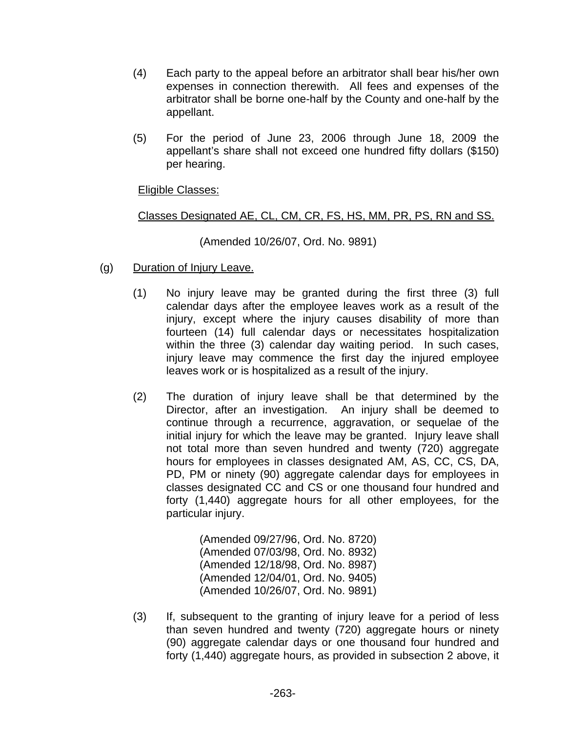(4) Each party to the appeal before an arbitrator shall bear his/her own expenses in connection therewith. All fees and expenses of the arbitrator shall be borne one-half by the County and one-half by the appellant.

(5) For the period of June 23, 2006 through June 18, 2009 the appellant's share shall not exceed one hundred fifty dollars ($150) per hearing.

Eligible Classes:

Classes Designated AE, CL, CM, CR, FS, HS, MM, PR, PS, RN and SS.

(Amended 10/26/07, Ord. No. 9891)

(g) Duration of Injury Leave.

(1) No injury leave may be granted during the first three (3) full calendar days after the employee leaves work as a result of the injury, except where the injury causes disability of more than fourteen (14) full calendar days or necessitates hospitalization within the three (3) calendar day waiting period. In such cases, injury leave may commence the first day the injured employee leaves work or is hospitalized as a result of the injury.

(2) The duration of injury leave shall be that determined by the Director, after an investigation. An injury shall be deemed to continue through a recurrence, aggravation, or sequelae of the initial injury for which the leave may be granted. Injury leave shall not total more than seven hundred and twenty (720) aggregate hours for employees in classes designated AM, AS, CC, CS, DA, PD, PM or ninety (90) aggregate calendar days for employees in classes designated CC and CS or one thousand four hundred and forty (1,440) aggregate hours for all other employees, for the particular injury.

(Amended 09/27/96, Ord. No. 8720)
(Amended 07/03/98, Ord. No. 8932)
(Amended 12/18/98, Ord. No. 8987)
(Amended 12/04/01, Ord. No. 9405)
(Amended 10/26/07, Ord. No. 9891)

(3) If, subsequent to the granting of injury leave for a period of less than seven hundred and twenty (720) aggregate hours or ninety (90) aggregate calendar days or one thousand four hundred and forty (1,440) aggregate hours, as provided in subsection 2 above, it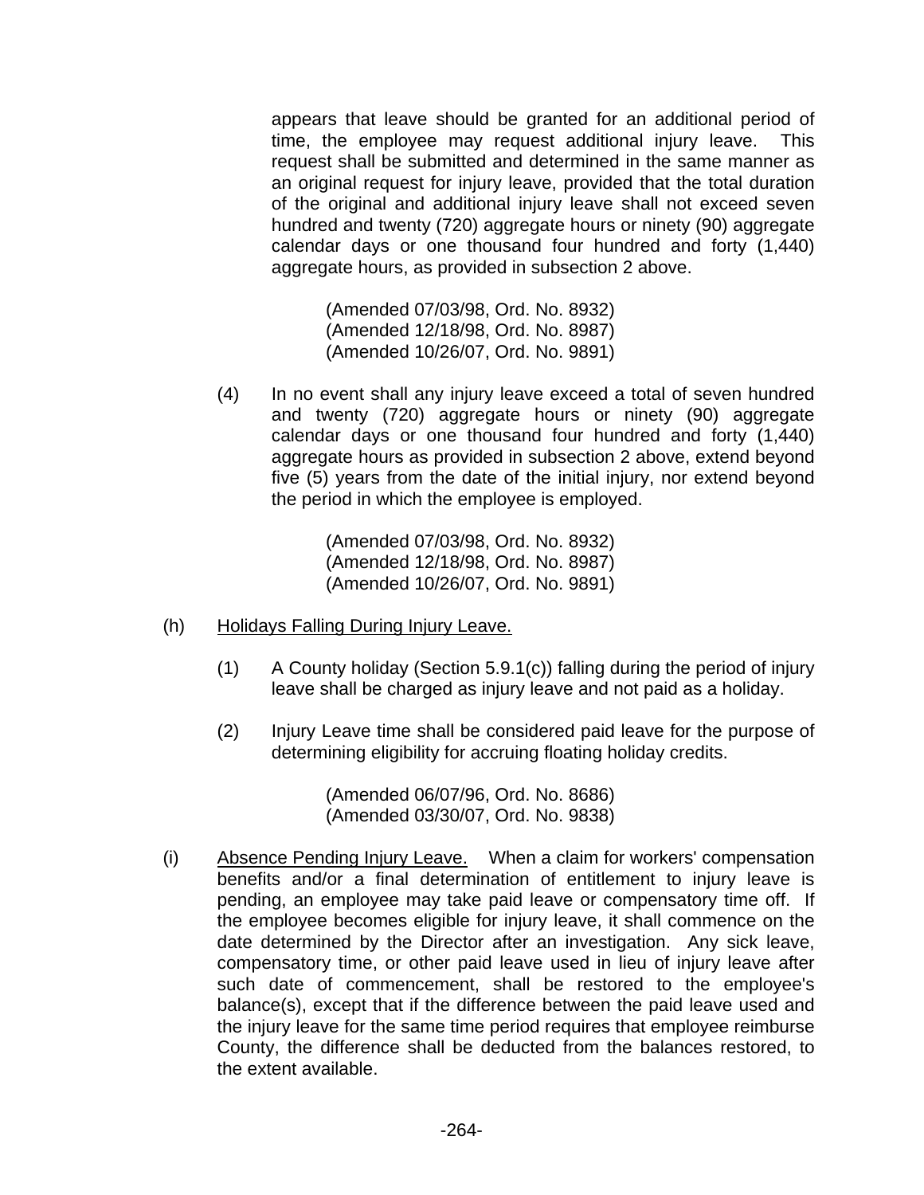appears that leave should be granted for an additional period of time, the employee may request additional injury leave. This request shall be submitted and determined in the same manner as an original request for injury leave, provided that the total duration of the original and additional injury leave shall not exceed seven hundred and twenty (720) aggregate hours or ninety (90) aggregate calendar days or one thousand four hundred and forty (1,440) aggregate hours, as provided in subsection 2 above.

(Amended 07/03/98, Ord. No. 8932)
(Amended 12/18/98, Ord. No. 8987)
(Amended 10/26/07, Ord. No. 9891)

(4) In no event shall any injury leave exceed a total of seven hundred and twenty (720) aggregate hours or ninety (90) aggregate calendar days or one thousand four hundred and forty (1,440) aggregate hours as provided in subsection 2 above, extend beyond five (5) years from the date of the initial injury, nor extend beyond the period in which the employee is employed.

(Amended 07/03/98, Ord. No. 8932)
(Amended 12/18/98, Ord. No. 8987)
(Amended 10/26/07, Ord. No. 9891)

(h) Holidays Falling During Injury Leave.

(1) A County holiday (Section 5.9.1(c)) falling during the period of injury leave shall be charged as injury leave and not paid as a holiday.

(2) Injury Leave time shall be considered paid leave for the purpose of determining eligibility for accruing floating holiday credits.

(Amended 06/07/96, Ord. No. 8686)
(Amended 03/30/07, Ord. No. 9838)

(i) Absence Pending Injury Leave. When a claim for workers' compensation benefits and/or a final determination of entitlement to injury leave is pending, an employee may take paid leave or compensatory time off. If the employee becomes eligible for injury leave, it shall commence on the date determined by the Director after an investigation. Any sick leave, compensatory time, or other paid leave used in lieu of injury leave after such date of commencement, shall be restored to the employee's balance(s), except that if the difference between the paid leave used and the injury leave for the same time period requires that employee reimburse County, the difference shall be deducted from the balances restored, to the extent available.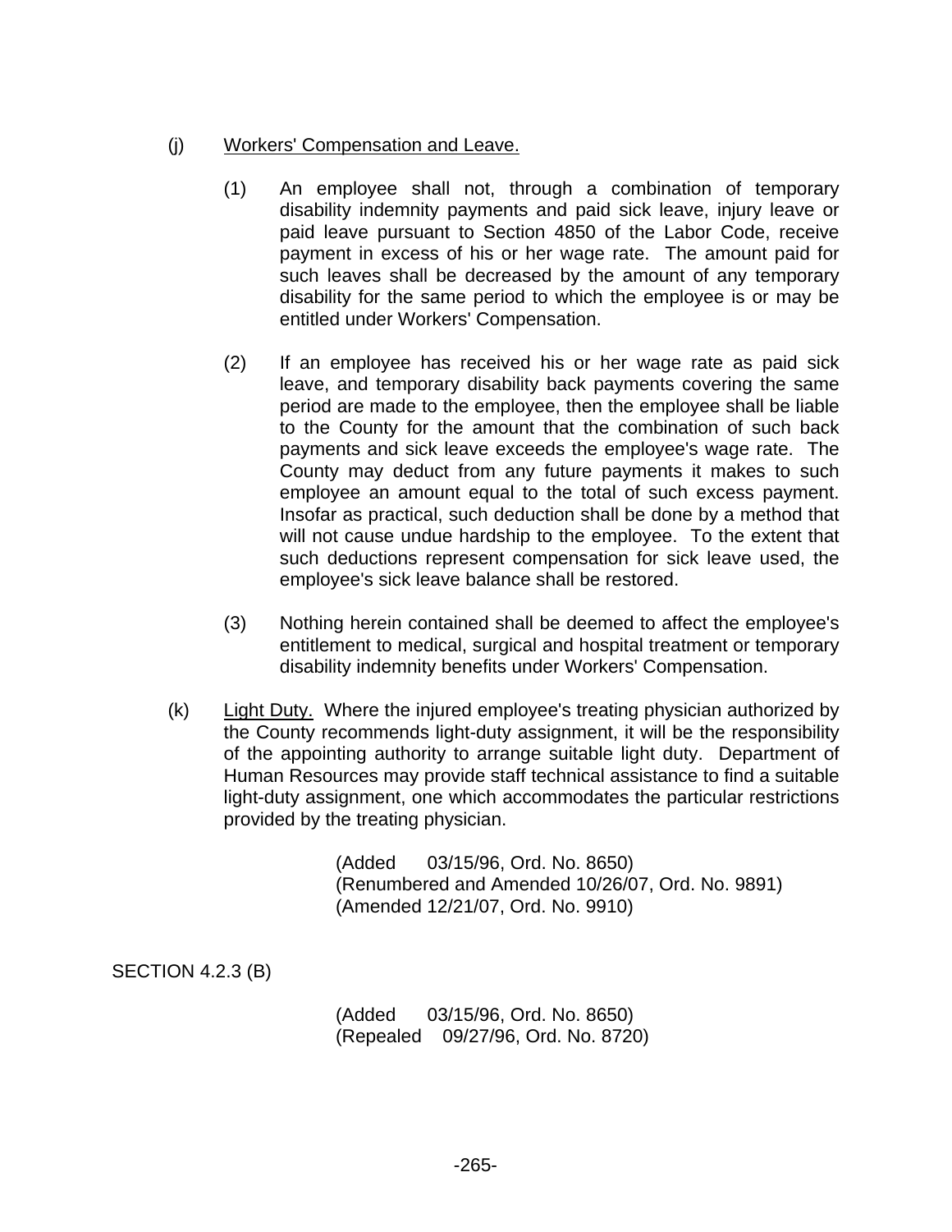(j) Workers' Compensation and Leave.

(1) An employee shall not, through a combination of temporary disability indemnity payments and paid sick leave, injury leave or paid leave pursuant to Section 4850 of the Labor Code, receive payment in excess of his or her wage rate. The amount paid for such leaves shall be decreased by the amount of any temporary disability for the same period to which the employee is or may be entitled under Workers' Compensation.

(2) If an employee has received his or her wage rate as paid sick leave, and temporary disability back payments covering the same period are made to the employee, then the employee shall be liable to the County for the amount that the combination of such back payments and sick leave exceeds the employee's wage rate. The County may deduct from any future payments it makes to such employee an amount equal to the total of such excess payment. Insofar as practical, such deduction shall be done by a method that will not cause undue hardship to the employee. To the extent that such deductions represent compensation for sick leave used, the employee's sick leave balance shall be restored.

(3) Nothing herein contained shall be deemed to affect the employee's entitlement to medical, surgical and hospital treatment or temporary disability indemnity benefits under Workers' Compensation.

(k) Light Duty. Where the injured employee's treating physician authorized by the County recommends light-duty assignment, it will be the responsibility of the appointing authority to arrange suitable light duty. Department of Human Resources may provide staff technical assistance to find a suitable light-duty assignment, one which accommodates the particular restrictions provided by the treating physician.

(Added 03/15/96, Ord. No. 8650)
(Renumbered and Amended 10/26/07, Ord. No. 9891)
(Amended 12/21/07, Ord. No. 9910)

SECTION 4.2.3 (B)

(Added 03/15/96, Ord. No. 8650)
(Repealed 09/27/96, Ord. No. 8720)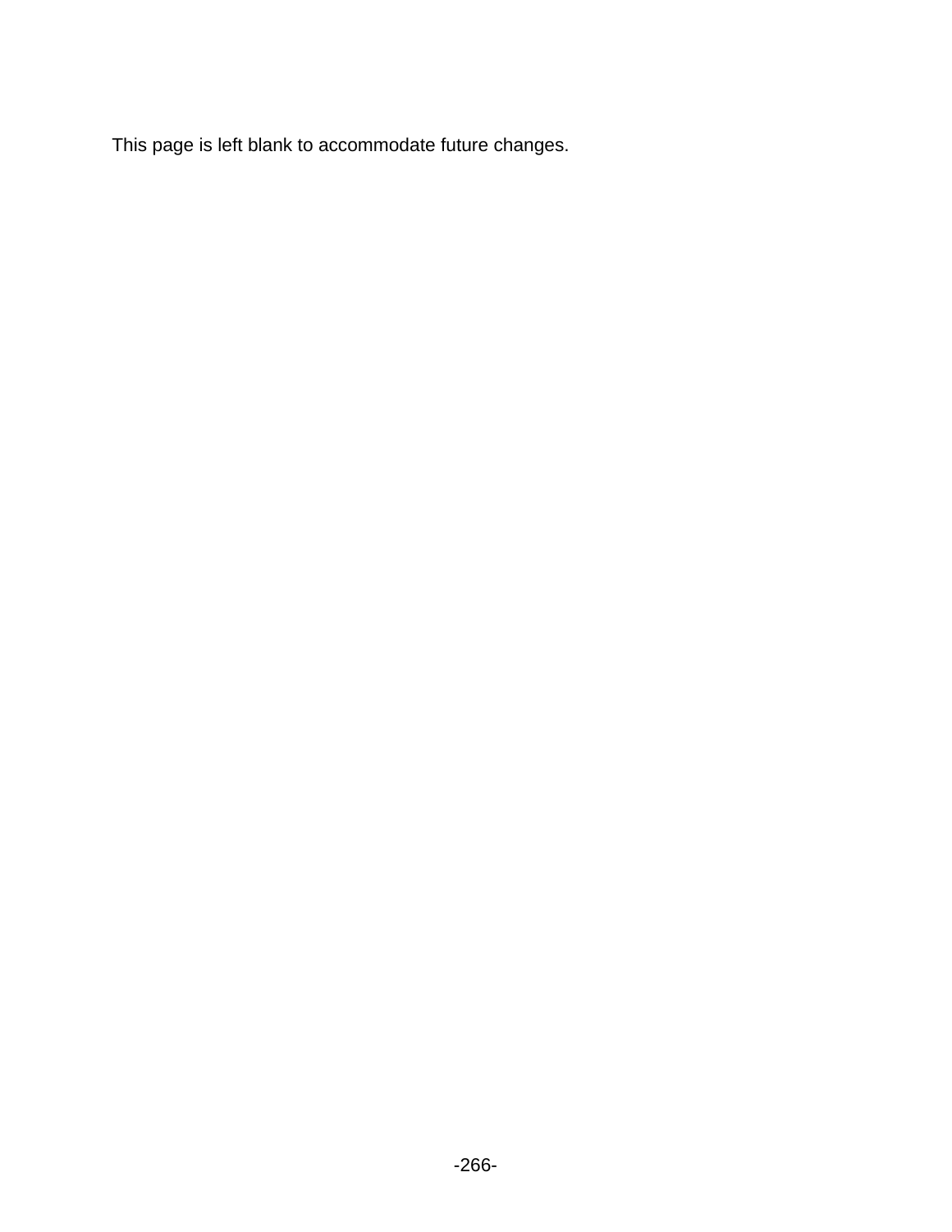This page is left blank to accommodate future changes.